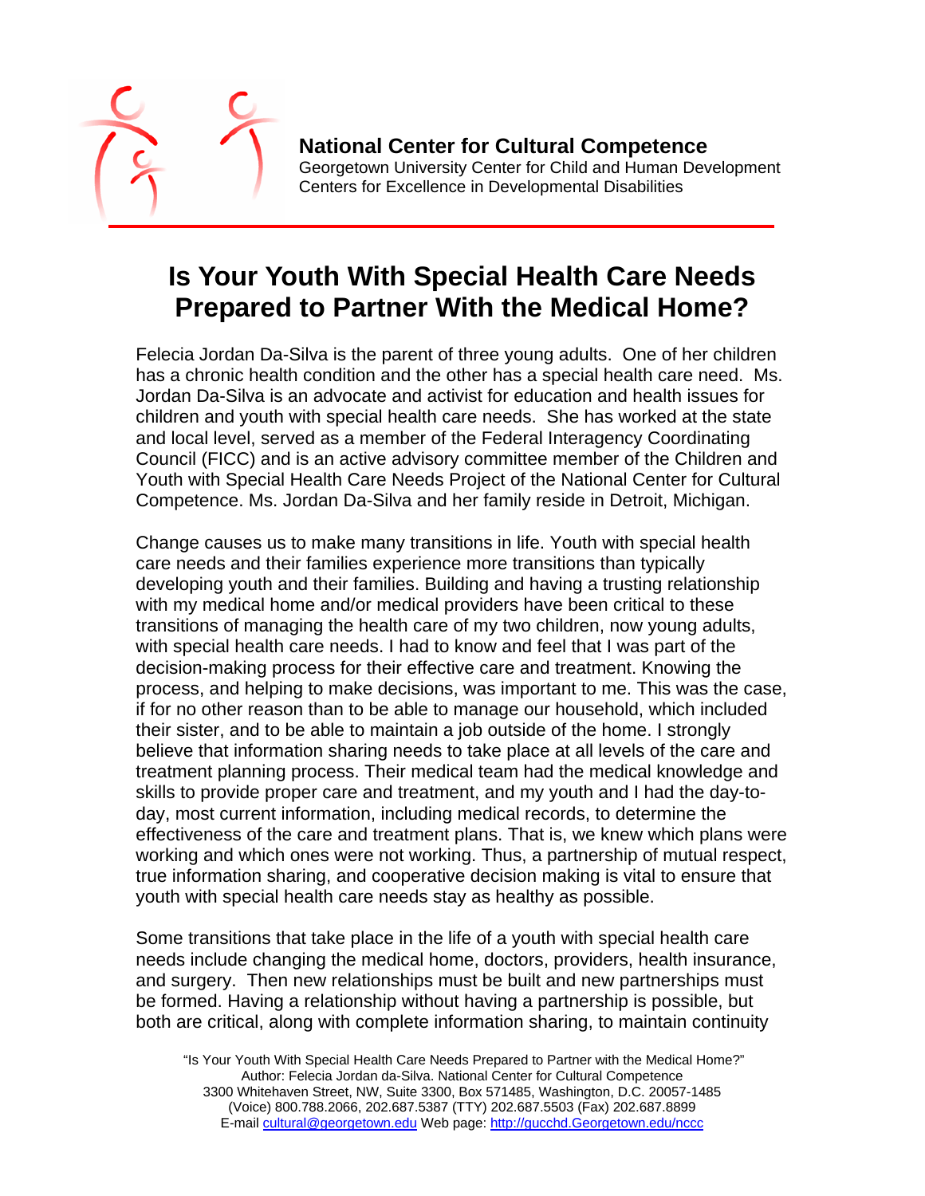**National Center for Cultural Competence**
Georgetown University Center for Child and Human Development
Centers for Excellence in Developmental Disabilities

# Is Your Youth With Special Health Care Needs Prepared to Partner With the Medical Home?

Felecia Jordan Da-Silva is the parent of three young adults. One of her children has a chronic health condition and the other has a special health care need. Ms. Jordan Da-Silva is an advocate and activist for education and health issues for children and youth with special health care needs. She has worked at the state and local level, served as a member of the Federal Interagency Coordinating Council (FICC) and is an active advisory committee member of the Children and Youth with Special Health Care Needs Project of the National Center for Cultural Competence. Ms. Jordan Da-Silva and her family reside in Detroit, Michigan.

Change causes us to make many transitions in life. Youth with special health care needs and their families experience more transitions than typically developing youth and their families. Building and having a trusting relationship with my medical home and/or medical providers have been critical to these transitions of managing the health care of my two children, now young adults, with special health care needs. I had to know and feel that I was part of the decision-making process for their effective care and treatment. Knowing the process, and helping to make decisions, was important to me. This was the case, if for no other reason than to be able to manage our household, which included their sister, and to be able to maintain a job outside of the home. I strongly believe that information sharing needs to take place at all levels of the care and treatment planning process. Their medical team had the medical knowledge and skills to provide proper care and treatment, and my youth and I had the day-to-day, most current information, including medical records, to determine the effectiveness of the care and treatment plans. That is, we knew which plans were working and which ones were not working. Thus, a partnership of mutual respect, true information sharing, and cooperative decision making is vital to ensure that youth with special health care needs stay as healthy as possible.

Some transitions that take place in the life of a youth with special health care needs include changing the medical home, doctors, providers, health insurance, and surgery. Then new relationships must be built and new partnerships must be formed. Having a relationship without having a partnership is possible, but both are critical, along with complete information sharing, to maintain continuity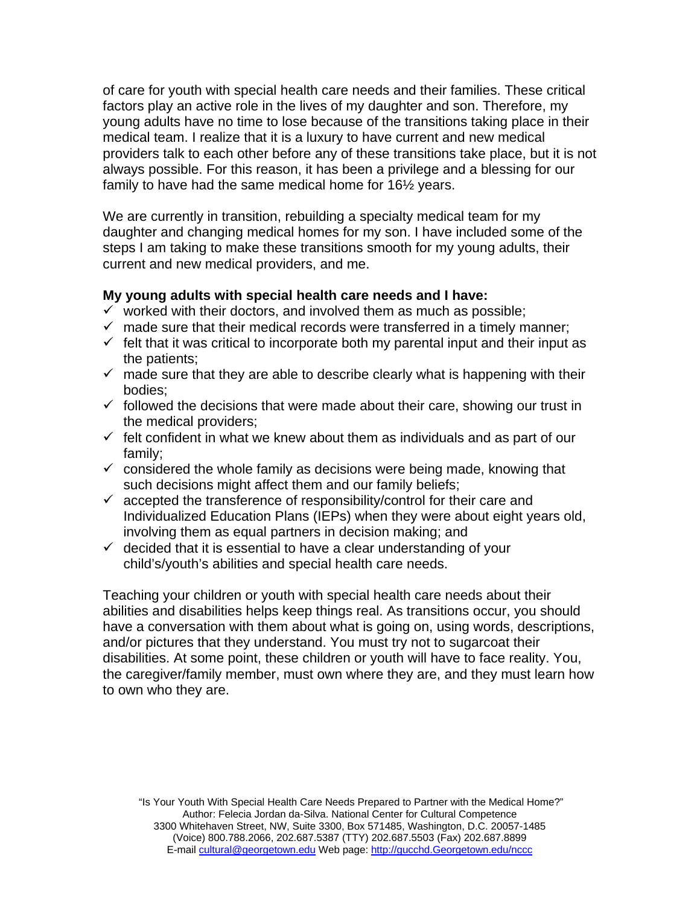of care for youth with special health care needs and their families. These critical factors play an active role in the lives of my daughter and son. Therefore, my young adults have no time to lose because of the transitions taking place in their medical team. I realize that it is a luxury to have current and new medical providers talk to each other before any of these transitions take place, but it is not always possible. For this reason, it has been a privilege and a blessing for our family to have had the same medical home for 16½ years.

We are currently in transition, rebuilding a specialty medical team for my daughter and changing medical homes for my son. I have included some of the steps I am taking to make these transitions smooth for my young adults, their current and new medical providers, and me.

**My young adults with special health care needs and I have:**

- ✓ worked with their doctors, and involved them as much as possible;
- ✓ made sure that their medical records were transferred in a timely manner;
- ✓ felt that it was critical to incorporate both my parental input and their input as the patients;
- ✓ made sure that they are able to describe clearly what is happening with their bodies;
- ✓ followed the decisions that were made about their care, showing our trust in the medical providers;
- ✓ felt confident in what we knew about them as individuals and as part of our family;
- ✓ considered the whole family as decisions were being made, knowing that such decisions might affect them and our family beliefs;
- ✓ accepted the transference of responsibility/control for their care and Individualized Education Plans (IEPs) when they were about eight years old, involving them as equal partners in decision making; and
- ✓ decided that it is essential to have a clear understanding of your child's/youth's abilities and special health care needs.

Teaching your children or youth with special health care needs about their abilities and disabilities helps keep things real. As transitions occur, you should have a conversation with them about what is going on, using words, descriptions, and/or pictures that they understand. You must try not to sugarcoat their disabilities. At some point, these children or youth will have to face reality. You, the caregiver/family member, must own where they are, and they must learn how to own who they are.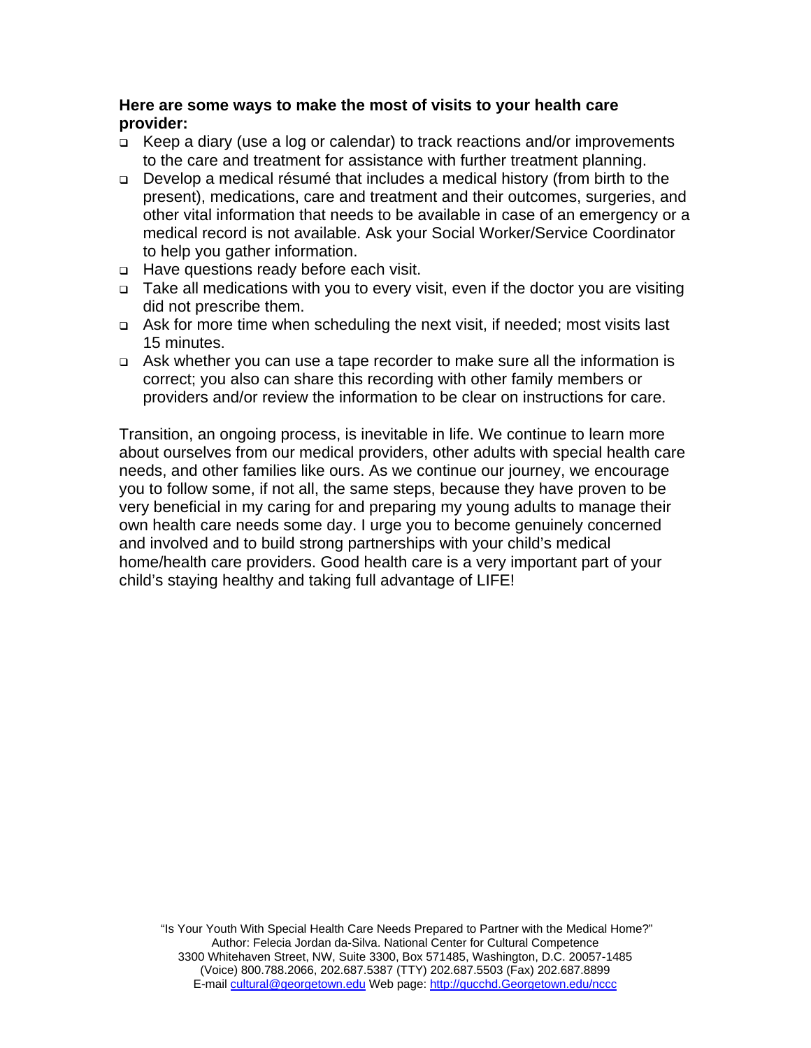**Here are some ways to make the most of visits to your health care provider:**

- Keep a diary (use a log or calendar) to track reactions and/or improvements to the care and treatment for assistance with further treatment planning.
- Develop a medical résumé that includes a medical history (from birth to the present), medications, care and treatment and their outcomes, surgeries, and other vital information that needs to be available in case of an emergency or a medical record is not available. Ask your Social Worker/Service Coordinator to help you gather information.
- Have questions ready before each visit.
- Take all medications with you to every visit, even if the doctor you are visiting did not prescribe them.
- Ask for more time when scheduling the next visit, if needed; most visits last 15 minutes.
- Ask whether you can use a tape recorder to make sure all the information is correct; you also can share this recording with other family members or providers and/or review the information to be clear on instructions for care.

Transition, an ongoing process, is inevitable in life. We continue to learn more about ourselves from our medical providers, other adults with special health care needs, and other families like ours. As we continue our journey, we encourage you to follow some, if not all, the same steps, because they have proven to be very beneficial in my caring for and preparing my young adults to manage their own health care needs some day. I urge you to become genuinely concerned and involved and to build strong partnerships with your child's medical home/health care providers. Good health care is a very important part of your child's staying healthy and taking full advantage of LIFE!